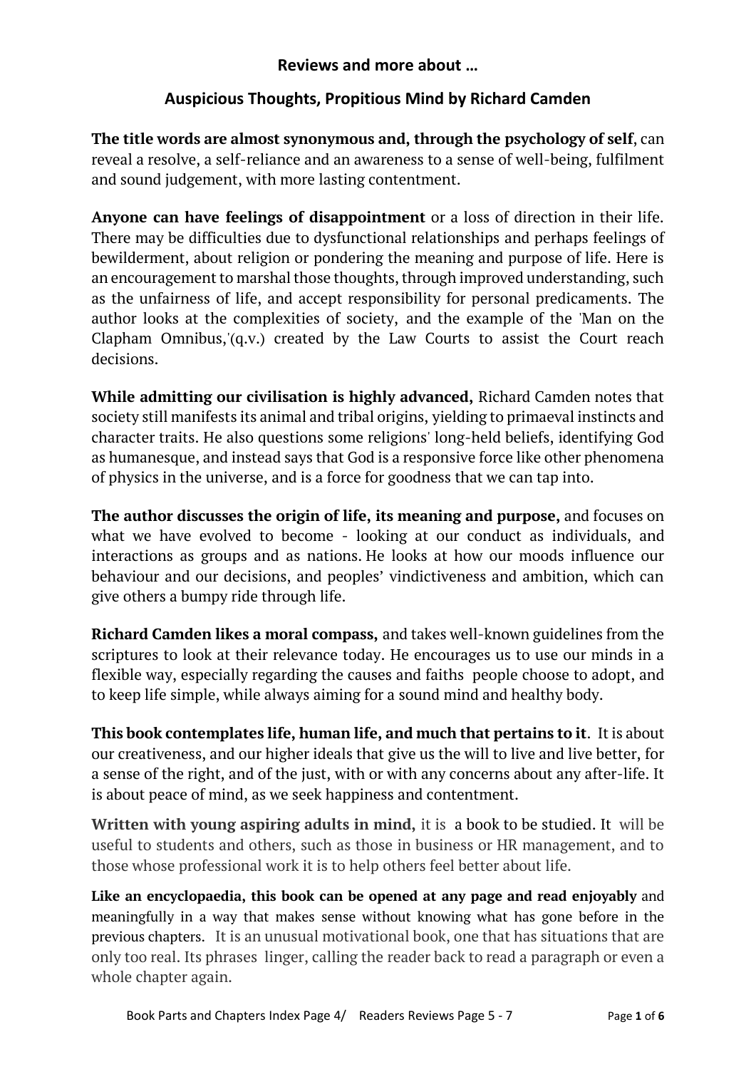**Reviews and more about …**

**Auspicious Thoughts, Propitious Mind by Richard Camden**

**The title words are almost synonymous and, through the psychology of self**, can reveal a resolve, a self-reliance and an awareness to a sense of well-being, fulfilment and sound judgement, with more lasting contentment.

**Anyone can have feelings of disappointment** or a loss of direction in their life. There may be difficulties due to dysfunctional relationships and perhaps feelings of bewilderment, about religion or pondering the meaning and purpose of life. Here is an encouragement to marshal those thoughts, through improved understanding, such as the unfairness of life, and accept responsibility for personal predicaments. The author looks at the complexities of society, and the example of the 'Man on the Clapham Omnibus,'(q.v.) created by the Law Courts to assist the Court reach decisions.

**While admitting our civilisation is highly advanced,** Richard Camden notes that society still manifests its animal and tribal origins, yielding to primaeval instincts and character traits. He also questions some religions' long-held beliefs, identifying God as humanesque, and instead says that God is a responsive force like other phenomena of physics in the universe, and is a force for goodness that we can tap into.

**The author discusses the origin of life, its meaning and purpose,** and focuses on what we have evolved to become - looking at our conduct as individuals, and interactions as groups and as nations. He looks at how our moods influence our behaviour and our decisions, and peoples' vindictiveness and ambition, which can give others a bumpy ride through life.

**Richard Camden likes a moral compass,** and takes well-known guidelines from the scriptures to look at their relevance today. He encourages us to use our minds in a flexible way, especially regarding the causes and faiths people choose to adopt, and to keep life simple, while always aiming for a sound mind and healthy body.

**This book contemplates life, human life, and much that pertains to it**. It is about our creativeness, and our higher ideals that give us the will to live and live better, for a sense of the right, and of the just, with or with any concerns about any after-life. It is about peace of mind, as we seek happiness and contentment.

**Written with young aspiring adults in mind,** it is a book to be studied. It will be useful to students and others, such as those in business or HR management, and to those whose professional work it is to help others feel better about life.

**Like an encyclopaedia, this book can be opened at any page and read enjoyably** and meaningfully in a way that makes sense without knowing what has gone before in the previous chapters. It is an unusual motivational book, one that has situations that are only too real. Its phrases linger, calling the reader back to read a paragraph or even a whole chapter again.

Book Parts and Chapters Index Page 4/ Readers Reviews Page 5 - 7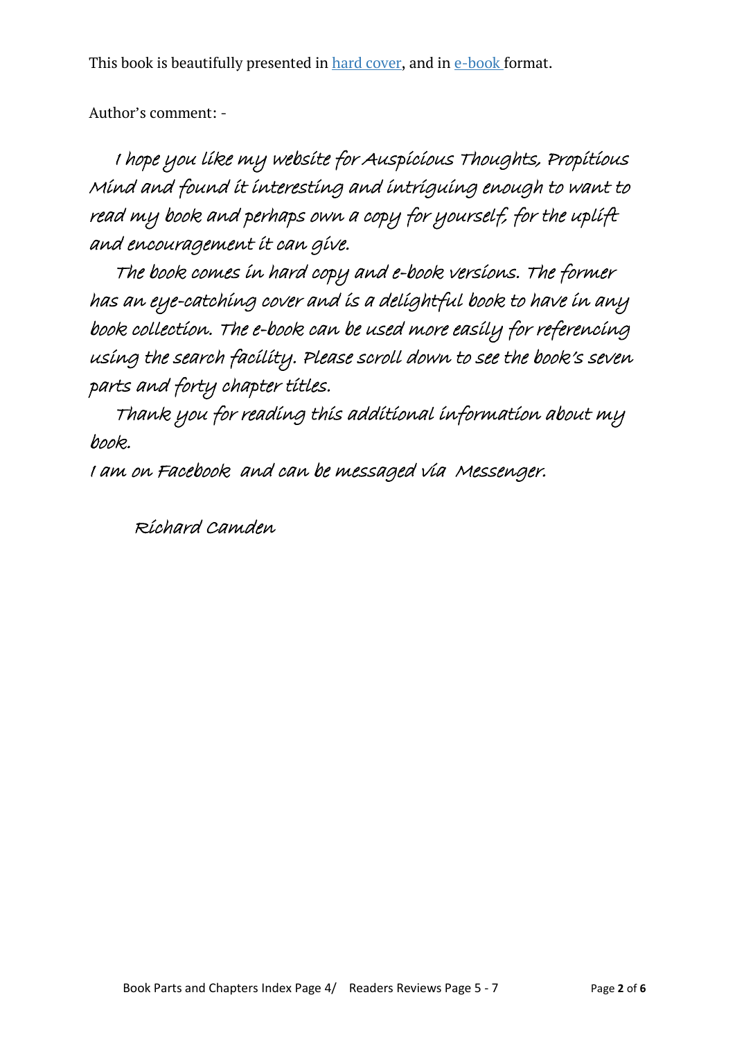This book is beautifully presented in hard cover, and in e-book format.

Author's comment: -

*I hope you like my website for Auspicious Thoughts, Propitious Mind and found it interesting and intriguing enough to want to read my book and perhaps own a copy for yourself, for the uplift and encouragement it can give.*

*The book comes in hard copy and e-book versions. The former has an eye-catching cover and is a delightful book to have in any book collection. The e-book can be used more easily for referencing using the search facility. Please scroll down to see the book's seven parts and forty chapter titles.*

*Thank you for reading this additional information about my book.*

*I am on Facebook and can be messaged via Messenger.*

*Richard Camden*

Book Parts and Chapters Index Page 4/ Readers Reviews Page 5 - 7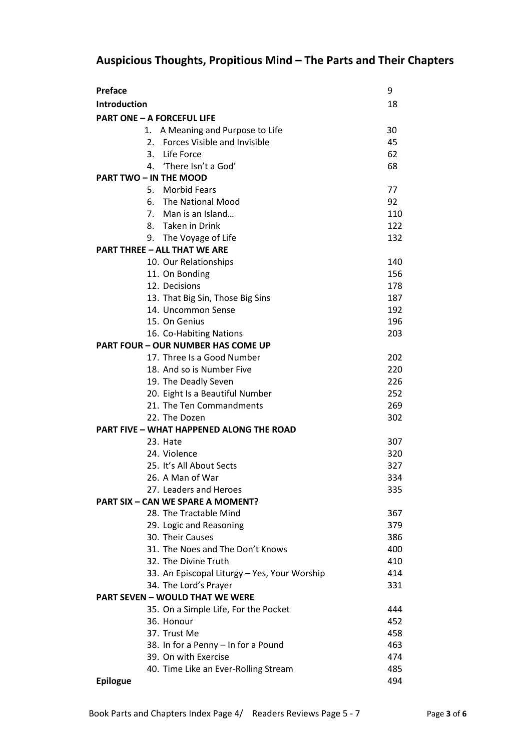# Auspicious Thoughts, Propitious Mind – The Parts and Their Chapters

| | |
|---|---|
| **Preface** | 9 |
| **Introduction** | 18 |
| **PART ONE – A FORCEFUL LIFE** | |
| 1. A Meaning and Purpose to Life | 30 |
| 2. Forces Visible and Invisible | 45 |
| 3. Life Force | 62 |
| 4. 'There Isn't a God' | 68 |
| **PART TWO – IN THE MOOD** | |
| 5. Morbid Fears | 77 |
| 6. The National Mood | 92 |
| 7. Man is an Island… | 110 |
| 8. Taken in Drink | 122 |
| 9. The Voyage of Life | 132 |
| **PART THREE – ALL THAT WE ARE** | |
| 10. Our Relationships | 140 |
| 11. On Bonding | 156 |
| 12. Decisions | 178 |
| 13. That Big Sin, Those Big Sins | 187 |
| 14. Uncommon Sense | 192 |
| 15. On Genius | 196 |
| 16. Co-Habiting Nations | 203 |
| **PART FOUR – OUR NUMBER HAS COME UP** | |
| 17. Three Is a Good Number | 202 |
| 18. And so is Number Five | 220 |
| 19. The Deadly Seven | 226 |
| 20. Eight Is a Beautiful Number | 252 |
| 21. The Ten Commandments | 269 |
| 22. The Dozen | 302 |
| **PART FIVE – WHAT HAPPENED ALONG THE ROAD** | |
| 23. Hate | 307 |
| 24. Violence | 320 |
| 25. It's All About Sects | 327 |
| 26. A Man of War | 334 |
| 27. Leaders and Heroes | 335 |
| **PART SIX – CAN WE SPARE A MOMENT?** | |
| 28. The Tractable Mind | 367 |
| 29. Logic and Reasoning | 379 |
| 30. Their Causes | 386 |
| 31. The Noes and The Don't Knows | 400 |
| 32. The Divine Truth | 410 |
| 33. An Episcopal Liturgy – Yes, Your Worship | 414 |
| 34. The Lord's Prayer | 331 |
| **PART SEVEN – WOULD THAT WE WERE** | |
| 35. On a Simple Life, For the Pocket | 444 |
| 36. Honour | 452 |
| 37. Trust Me | 458 |
| 38. In for a Penny – In for a Pound | 463 |
| 39. On with Exercise | 474 |
| 40. Time Like an Ever-Rolling Stream | 485 |
| **Epilogue** | 494 |

Book Parts and Chapters Index Page 4/ Readers Reviews Page 5 - 7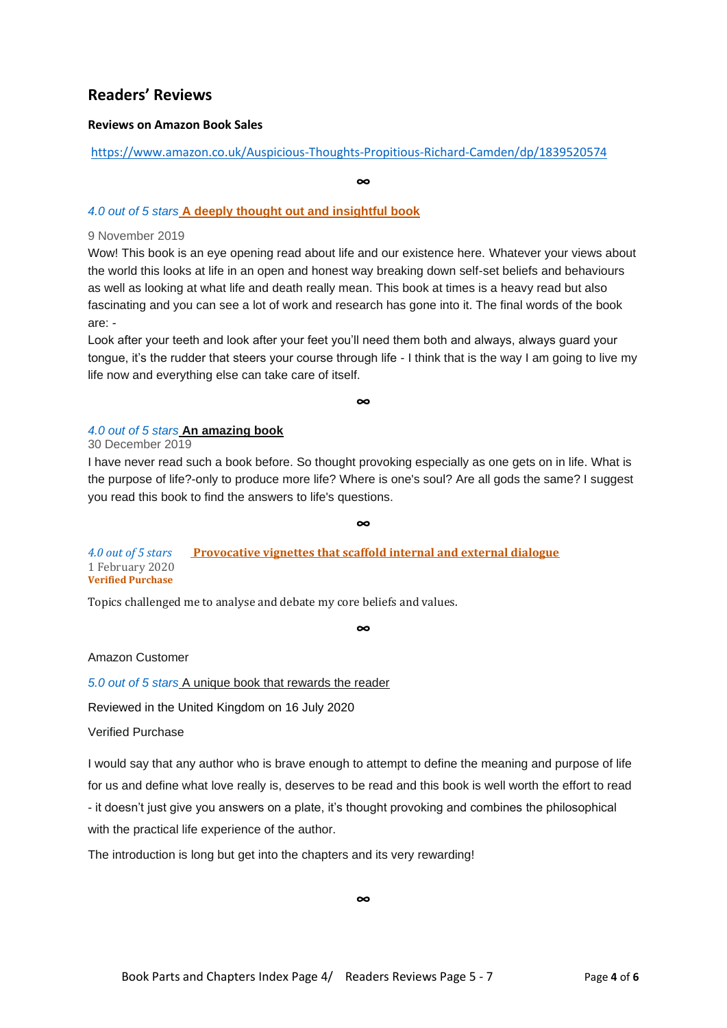## Readers' Reviews

**Reviews on Amazon Book Sales**

https://www.amazon.co.uk/Auspicious-Thoughts-Propitious-Richard-Camden/dp/1839520574

∞

*4.0 out of 5 stars* **A deeply thought out and insightful book**

9 November 2019

Wow! This book is an eye opening read about life and our existence here. Whatever your views about the world this looks at life in an open and honest way breaking down self-set beliefs and behaviours as well as looking at what life and death really mean. This book at times is a heavy read but also fascinating and you can see a lot of work and research has gone into it. The final words of the book are: -

Look after your teeth and look after your feet you'll need them both and always, always guard your tongue, it's the rudder that steers your course through life - I think that is the way I am going to live my life now and everything else can take care of itself.

∞

*4.0 out of 5 stars* **An amazing book**

30 December 2019

I have never read such a book before. So thought provoking especially as one gets on in life. What is the purpose of life?-only to produce more life? Where is one's soul? Are all gods the same? I suggest you read this book to find the answers to life's questions.

∞

*4.0 out of 5 stars* **Provocative vignettes that scaffold internal and external dialogue**

1 February 2020

**Verified Purchase**

Topics challenged me to analyse and debate my core beliefs and values.

∞

Amazon Customer

*5.0 out of 5 stars* A unique book that rewards the reader

Reviewed in the United Kingdom on 16 July 2020

Verified Purchase

I would say that any author who is brave enough to attempt to define the meaning and purpose of life for us and define what love really is, deserves to be read and this book is well worth the effort to read - it doesn't just give you answers on a plate, it's thought provoking and combines the philosophical with the practical life experience of the author.

The introduction is long but get into the chapters and its very rewarding!

∞

Book Parts and Chapters Index Page 4/ Readers Reviews Page 5 - 7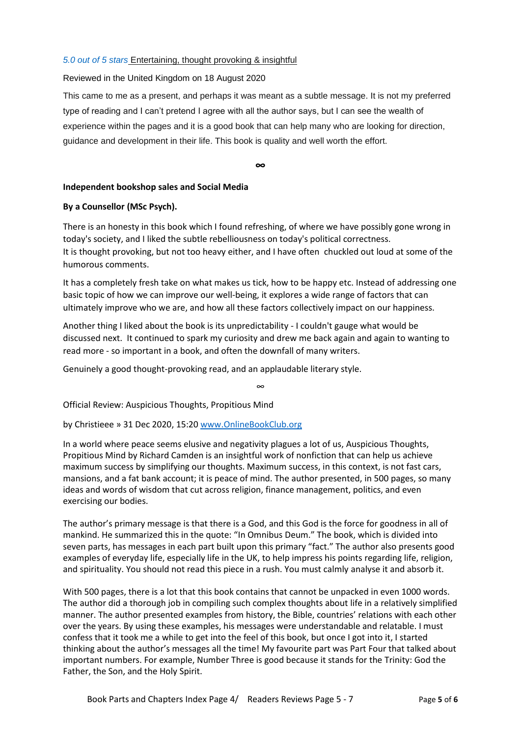*5.0 out of 5 stars* Entertaining, thought provoking & insightful

Reviewed in the United Kingdom on 18 August 2020

This came to me as a present, and perhaps it was meant as a subtle message. It is not my preferred type of reading and I can't pretend I agree with all the author says, but I can see the wealth of experience within the pages and it is a good book that can help many who are looking for direction, guidance and development in their life. This book is quality and well worth the effort.

∞

**Independent bookshop sales and Social Media**

**By a Counsellor (MSc Psych).**

There is an honesty in this book which I found refreshing, of where we have possibly gone wrong in today's society, and I liked the subtle rebelliousness on today's political correctness.
It is thought provoking, but not too heavy either, and I have often chuckled out loud at some of the humorous comments.

It has a completely fresh take on what makes us tick, how to be happy etc. Instead of addressing one basic topic of how we can improve our well-being, it explores a wide range of factors that can ultimately improve who we are, and how all these factors collectively impact on our happiness.

Another thing I liked about the book is its unpredictability - I couldn't gauge what would be discussed next. It continued to spark my curiosity and drew me back again and again to wanting to read more - so important in a book, and often the downfall of many writers.

Genuinely a good thought-provoking read, and an applaudable literary style.

∞

Official Review: Auspicious Thoughts, Propitious Mind

by Christieee » 31 Dec 2020, 15:20 www.OnlineBookClub.org

In a world where peace seems elusive and negativity plagues a lot of us, Auspicious Thoughts, Propitious Mind by Richard Camden is an insightful work of nonfiction that can help us achieve maximum success by simplifying our thoughts. Maximum success, in this context, is not fast cars, mansions, and a fat bank account; it is peace of mind. The author presented, in 500 pages, so many ideas and words of wisdom that cut across religion, finance management, politics, and even exercising our bodies.

The author's primary message is that there is a God, and this God is the force for goodness in all of mankind. He summarized this in the quote: "In Omnibus Deum." The book, which is divided into seven parts, has messages in each part built upon this primary "fact." The author also presents good examples of everyday life, especially life in the UK, to help impress his points regarding life, religion, and spirituality. You should not read this piece in a rush. You must calmly analyse it and absorb it.

With 500 pages, there is a lot that this book contains that cannot be unpacked in even 1000 words. The author did a thorough job in compiling such complex thoughts about life in a relatively simplified manner. The author presented examples from history, the Bible, countries' relations with each other over the years. By using these examples, his messages were understandable and relatable. I must confess that it took me a while to get into the feel of this book, but once I got into it, I started thinking about the author's messages all the time! My favourite part was Part Four that talked about important numbers. For example, Number Three is good because it stands for the Trinity: God the Father, the Son, and the Holy Spirit.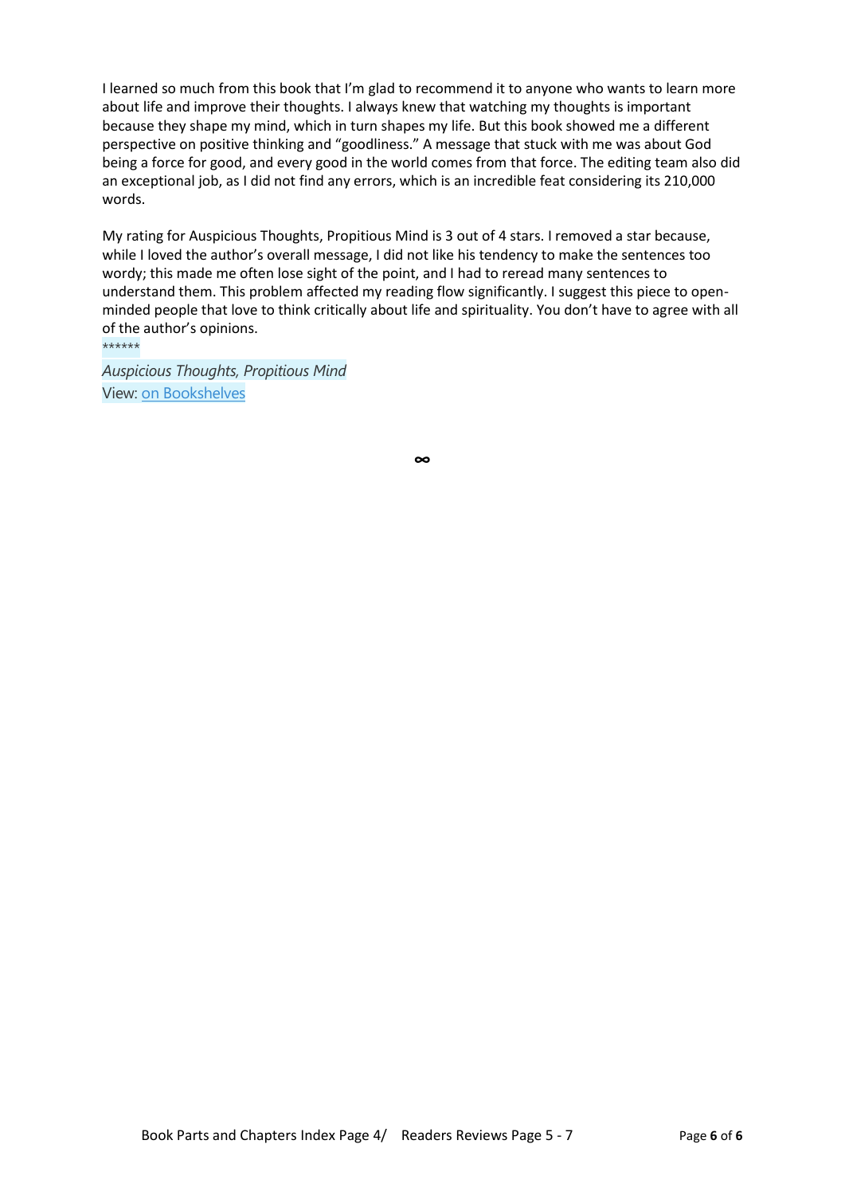I learned so much from this book that I'm glad to recommend it to anyone who wants to learn more about life and improve their thoughts. I always knew that watching my thoughts is important because they shape my mind, which in turn shapes my life. But this book showed me a different perspective on positive thinking and "goodliness." A message that stuck with me was about God being a force for good, and every good in the world comes from that force. The editing team also did an exceptional job, as I did not find any errors, which is an incredible feat considering its 210,000 words.

My rating for Auspicious Thoughts, Propitious Mind is 3 out of 4 stars. I removed a star because, while I loved the author's overall message, I did not like his tendency to make the sentences too wordy; this made me often lose sight of the point, and I had to reread many sentences to understand them. This problem affected my reading flow significantly. I suggest this piece to open-minded people that love to think critically about life and spirituality. You don't have to agree with all of the author's opinions.

******

*Auspicious Thoughts, Propitious Mind*
View: [on Bookshelves]()

∞

Book Parts and Chapters Index Page 4/ Readers Reviews Page 5 - 7